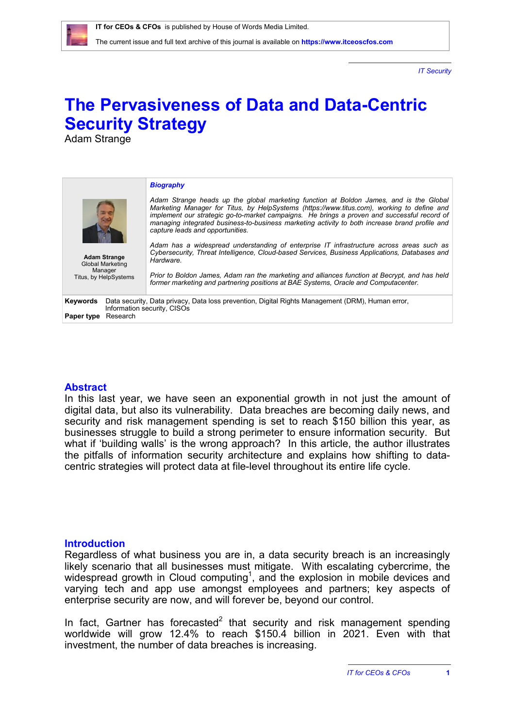*IT Security*

# The Pervasiveness of Data and Data-Centric Security Strategy

Adam Strange

***Biography***

*Adam Strange heads up the global marketing function at Boldon James, and is the Global Marketing Manager for Titus, by HelpSystems (https://www.titus.com), working to define and implement our strategic go-to-market campaigns. He brings a proven and successful record of managing integrated business-to-business marketing activity to both increase brand profile and capture leads and opportunities.*

*Adam has a widespread understanding of enterprise IT infrastructure across areas such as Cybersecurity, Threat Intelligence, Cloud-based Services, Business Applications, Databases and Hardware.*

*Prior to Boldon James, Adam ran the marketing and alliances function at Becrypt, and has held former marketing and partnering positions at BAE Systems, Oracle and Computacenter.*

**Adam Strange**
Global Marketing Manager
Titus, by HelpSystems

**Keywords** Data security, Data privacy, Data loss prevention, Digital Rights Management (DRM), Human error, Information security, CISOs

**Paper type** Research

## Abstract

In this last year, we have seen an exponential growth in not just the amount of digital data, but also its vulnerability. Data breaches are becoming daily news, and security and risk management spending is set to reach $150 billion this year, as businesses struggle to build a strong perimeter to ensure information security. But what if 'building walls' is the wrong approach? In this article, the author illustrates the pitfalls of information security architecture and explains how shifting to data-centric strategies will protect data at file-level throughout its entire life cycle.

## Introduction

Regardless of what business you are in, a data security breach is an increasingly likely scenario that all businesses must mitigate. With escalating cybercrime, the widespread growth in Cloud computing[1], and the explosion in mobile devices and varying tech and app use amongst employees and partners; key aspects of enterprise security are now, and will forever be, beyond our control.

In fact, Gartner has forecasted[2] that security and risk management spending worldwide will grow 12.4% to reach $150.4 billion in 2021. Even with that investment, the number of data breaches is increasing.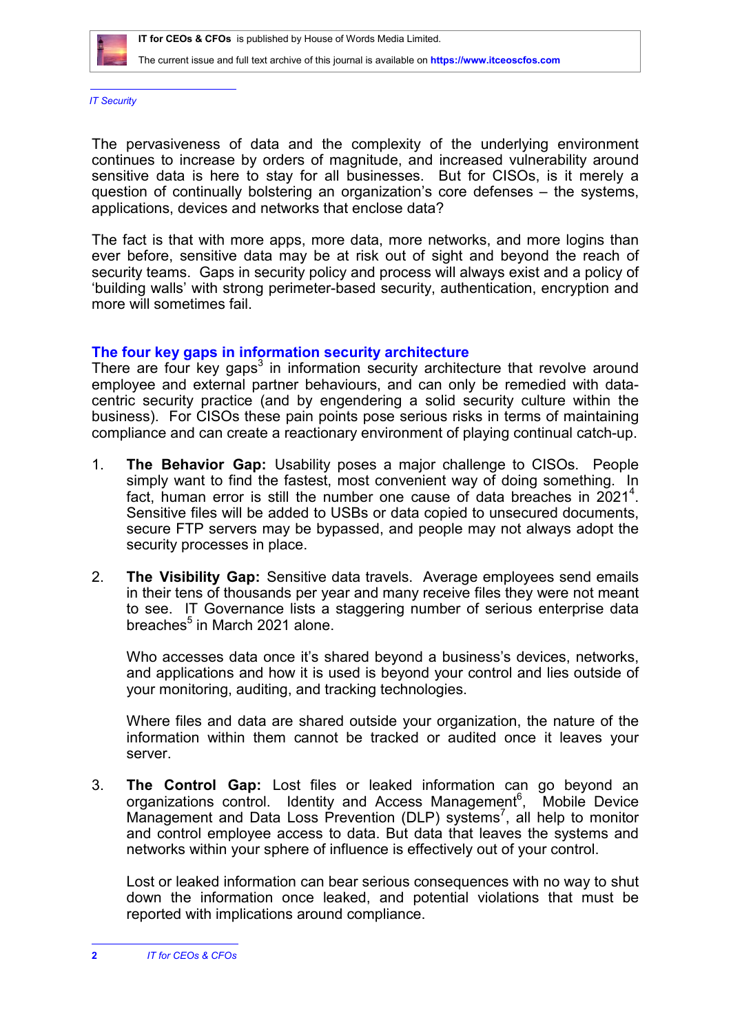*IT Security*

The pervasiveness of data and the complexity of the underlying environment continues to increase by orders of magnitude, and increased vulnerability around sensitive data is here to stay for all businesses. But for CISOs, is it merely a question of continually bolstering an organization's core defenses – the systems, applications, devices and networks that enclose data?

The fact is that with more apps, more data, more networks, and more logins than ever before, sensitive data may be at risk out of sight and beyond the reach of security teams. Gaps in security policy and process will always exist and a policy of 'building walls' with strong perimeter-based security, authentication, encryption and more will sometimes fail.

## The four key gaps in information security architecture

There are four key gaps[3] in information security architecture that revolve around employee and external partner behaviours, and can only be remedied with data-centric security practice (and by engendering a solid security culture within the business). For CISOs these pain points pose serious risks in terms of maintaining compliance and can create a reactionary environment of playing continual catch-up.

1. **The Behavior Gap:** Usability poses a major challenge to CISOs. People simply want to find the fastest, most convenient way of doing something. In fact, human error is still the number one cause of data breaches in 2021[4]. Sensitive files will be added to USBs or data copied to unsecured documents, secure FTP servers may be bypassed, and people may not always adopt the security processes in place.

2. **The Visibility Gap:** Sensitive data travels. Average employees send emails in their tens of thousands per year and many receive files they were not meant to see. IT Governance lists a staggering number of serious enterprise data breaches[5] in March 2021 alone.

   Who accesses data once it's shared beyond a business's devices, networks, and applications and how it is used is beyond your control and lies outside of your monitoring, auditing, and tracking technologies.

   Where files and data are shared outside your organization, the nature of the information within them cannot be tracked or audited once it leaves your server.

3. **The Control Gap:** Lost files or leaked information can go beyond an organizations control. Identity and Access Management[6], Mobile Device Management and Data Loss Prevention (DLP) systems[7], all help to monitor and control employee access to data. But data that leaves the systems and networks within your sphere of influence is effectively out of your control.

   Lost or leaked information can bear serious consequences with no way to shut down the information once leaked, and potential violations that must be reported with implications around compliance.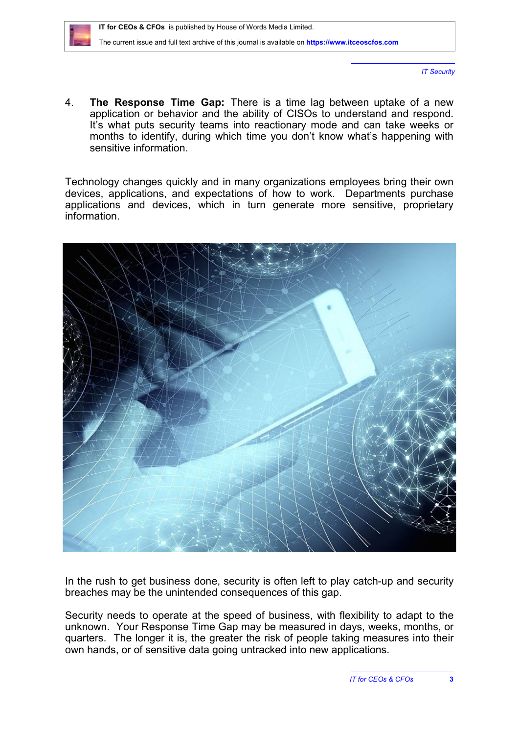4. **The Response Time Gap:** There is a time lag between uptake of a new application or behavior and the ability of CISOs to understand and respond. It's what puts security teams into reactionary mode and can take weeks or months to identify, during which time you don't know what's happening with sensitive information.

Technology changes quickly and in many organizations employees bring their own devices, applications, and expectations of how to work. Departments purchase applications and devices, which in turn generate more sensitive, proprietary information.

In the rush to get business done, security is often left to play catch-up and security breaches may be the unintended consequences of this gap.

Security needs to operate at the speed of business, with flexibility to adapt to the unknown. Your Response Time Gap may be measured in days, weeks, months, or quarters. The longer it is, the greater the risk of people taking measures into their own hands, or of sensitive data going untracked into new applications.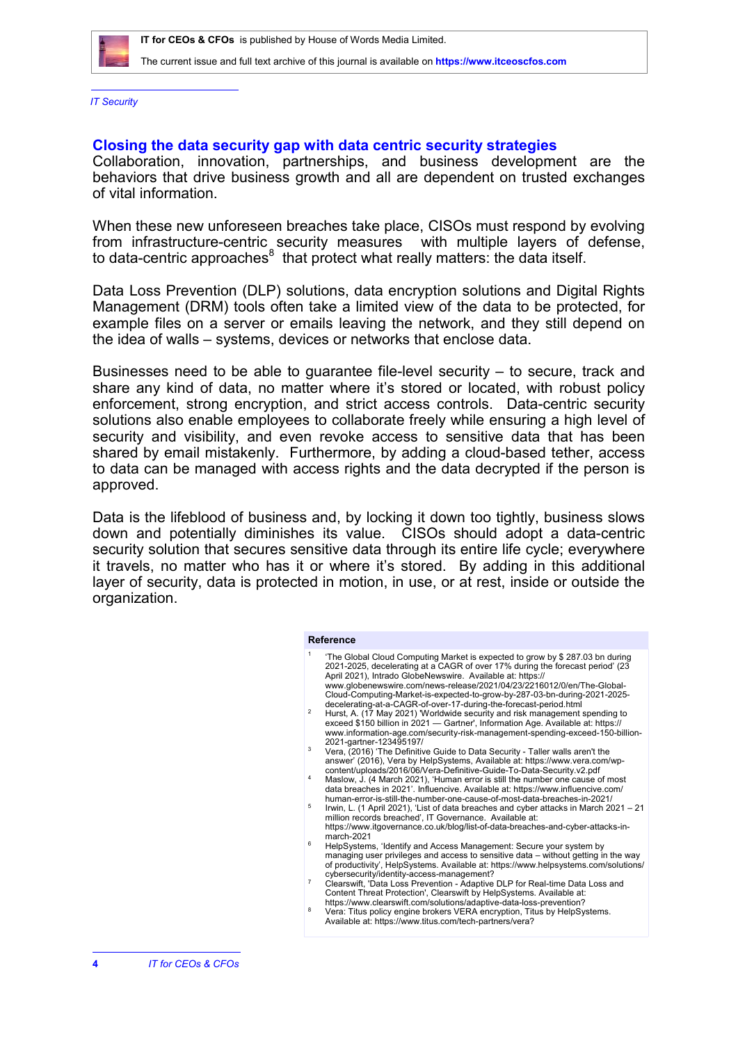*IT Security*

## Closing the data security gap with data centric security strategies

Collaboration, innovation, partnerships, and business development are the behaviors that drive business growth and all are dependent on trusted exchanges of vital information.

When these new unforeseen breaches take place, CISOs must respond by evolving from infrastructure-centric security measures with multiple layers of defense, to data-centric approaches[8] that protect what really matters: the data itself.

Data Loss Prevention (DLP) solutions, data encryption solutions and Digital Rights Management (DRM) tools often take a limited view of the data to be protected, for example files on a server or emails leaving the network, and they still depend on the idea of walls – systems, devices or networks that enclose data.

Businesses need to be able to guarantee file-level security – to secure, track and share any kind of data, no matter where it's stored or located, with robust policy enforcement, strong encryption, and strict access controls. Data-centric security solutions also enable employees to collaborate freely while ensuring a high level of security and visibility, and even revoke access to sensitive data that has been shared by email mistakenly. Furthermore, by adding a cloud-based tether, access to data can be managed with access rights and the data decrypted if the person is approved.

Data is the lifeblood of business and, by locking it down too tightly, business slows down and potentially diminishes its value. CISOs should adopt a data-centric security solution that secures sensitive data through its entire life cycle; everywhere it travels, no matter who has it or where it's stored. By adding in this additional layer of security, data is protected in motion, in use, or at rest, inside or outside the organization.

**Reference**

1. 'The Global Cloud Computing Market is expected to grow by $ 287.03 bn during 2021-2025, decelerating at a CAGR of over 17% during the forecast period' (23 April 2021), Intrado GlobeNewswire. Available at: https://www.globenewswire.com/news-release/2021/04/23/2216012/0/en/The-Global-Cloud-Computing-Market-is-expected-to-grow-by-287-03-bn-during-2021-2025-decelerating-at-a-CAGR-of-over-17-during-the-forecast-period.html
2. Hurst, A. (17 May 2021) 'Worldwide security and risk management spending to exceed $150 billion in 2021 — Gartner', Information Age. Available at: https://www.information-age.com/security-risk-management-spending-exceed-150-billion-2021-gartner-123495197/
3. Vera, (2016) 'The Definitive Guide to Data Security - Taller walls aren't the answer' (2016), Vera by HelpSystems, Available at: https://www.vera.com/wp-content/uploads/2016/06/Vera-Definitive-Guide-To-Data-Security.v2.pdf
4. Maslow, J. (4 March 2021), 'Human error is still the number one cause of most data breaches in 2021'. Influencive. Available at: https://www.influencive.com/human-error-is-still-the-number-one-cause-of-most-data-breaches-in-2021/
5. Irwin, L. (1 April 2021), 'List of data breaches and cyber attacks in March 2021 – 21 million records breached', IT Governance. Available at: https://www.itgovernance.co.uk/blog/list-of-data-breaches-and-cyber-attacks-in-march-2021
6. HelpSystems, 'Identify and Access Management: Secure your system by managing user privileges and access to sensitive data – without getting in the way of productivity', HelpSystems, Available at: https://www.helpsystems.com/solutions/cybersecurity/identity-access-management?
7. Clearswift, 'Data Loss Prevention - Adaptive DLP for Real-time Data Loss and Content Threat Protection', Clearswift by HelpSystems. Available at: https://www.clearswift.com/solutions/adaptive-data-loss-prevention?
8. Vera: Titus policy engine brokers VERA encryption, Titus by HelpSystems. Available at: https://www.titus.com/tech-partners/vera?